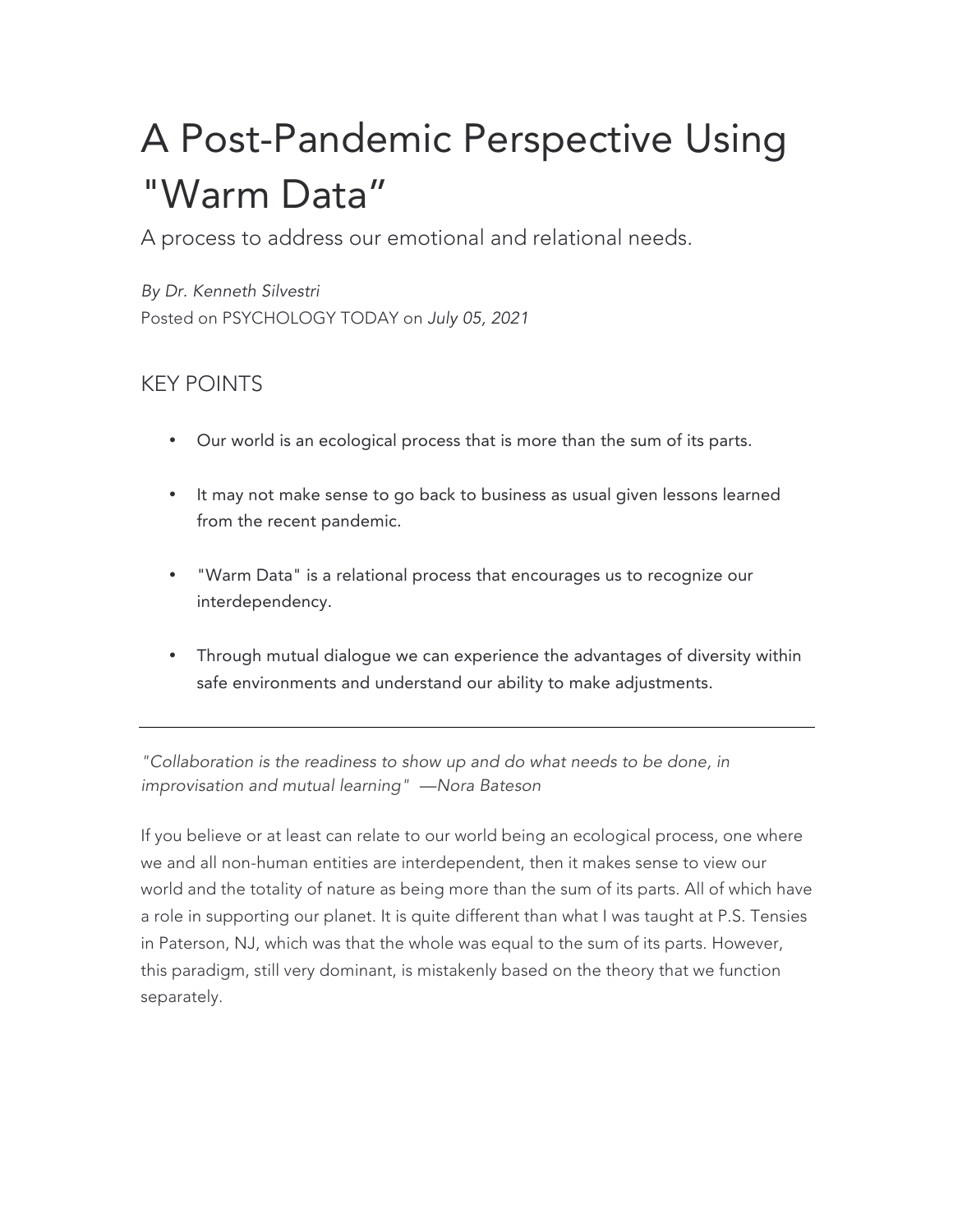# A Post-Pandemic Perspective Using "Warm Data"

A process to address our emotional and relational needs.

*By Dr. Kenneth Silvestri*
Posted on PSYCHOLOGY TODAY on *July 05, 2021*

## KEY POINTS

- Our world is an ecological process that is more than the sum of its parts.
- It may not make sense to go back to business as usual given lessons learned from the recent pandemic.
- "Warm Data" is a relational process that encourages us to recognize our interdependency.
- Through mutual dialogue we can experience the advantages of diversity within safe environments and understand our ability to make adjustments.

---

*"Collaboration is the readiness to show up and do what needs to be done, in improvisation and mutual learning" —Nora Bateson*

If you believe or at least can relate to our world being an ecological process, one where we and all non-human entities are interdependent, then it makes sense to view our world and the totality of nature as being more than the sum of its parts. All of which have a role in supporting our planet. It is quite different than what I was taught at P.S. Tensies in Paterson, NJ, which was that the whole was equal to the sum of its parts. However, this paradigm, still very dominant, is mistakenly based on the theory that we function separately.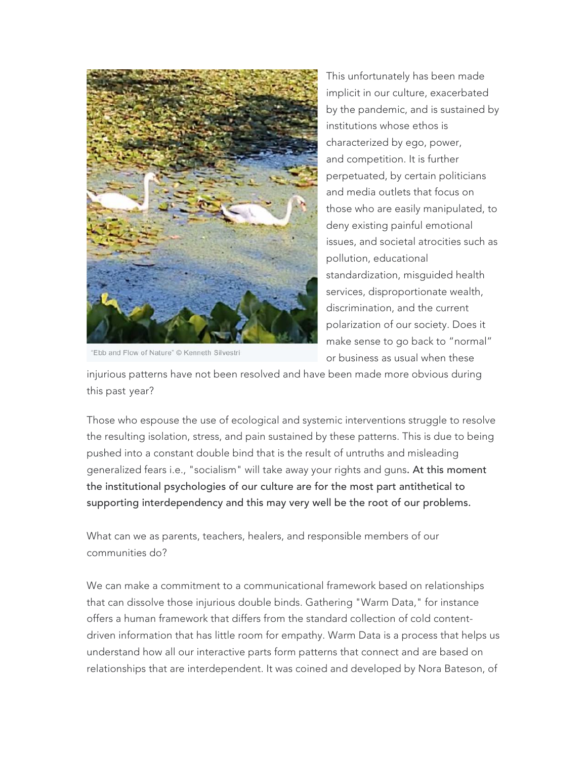"Ebb and Flow of Nature" © Kenneth Silvestri

This unfortunately has been made implicit in our culture, exacerbated by the pandemic, and is sustained by institutions whose ethos is characterized by ego, power, and competition. It is further perpetuated, by certain politicians and media outlets that focus on those who are easily manipulated, to deny existing painful emotional issues, and societal atrocities such as pollution, educational standardization, misguided health services, disproportionate wealth, discrimination, and the current polarization of our society. Does it make sense to go back to "normal" or business as usual when these injurious patterns have not been resolved and have been made more obvious during this past year?

Those who espouse the use of ecological and systemic interventions struggle to resolve the resulting isolation, stress, and pain sustained by these patterns. This is due to being pushed into a constant double bind that is the result of untruths and misleading generalized fears i.e., "socialism" will take away your rights and guns**. At this moment the institutional psychologies of our culture are for the most part antithetical to supporting interdependency and this may very well be the root of our problems.**

What can we as parents, teachers, healers, and responsible members of our communities do?

We can make a commitment to a communicational framework based on relationships that can dissolve those injurious double binds. Gathering "Warm Data," for instance offers a human framework that differs from the standard collection of cold content-driven information that has little room for empathy. Warm Data is a process that helps us understand how all our interactive parts form patterns that connect and are based on relationships that are interdependent. It was coined and developed by Nora Bateson, of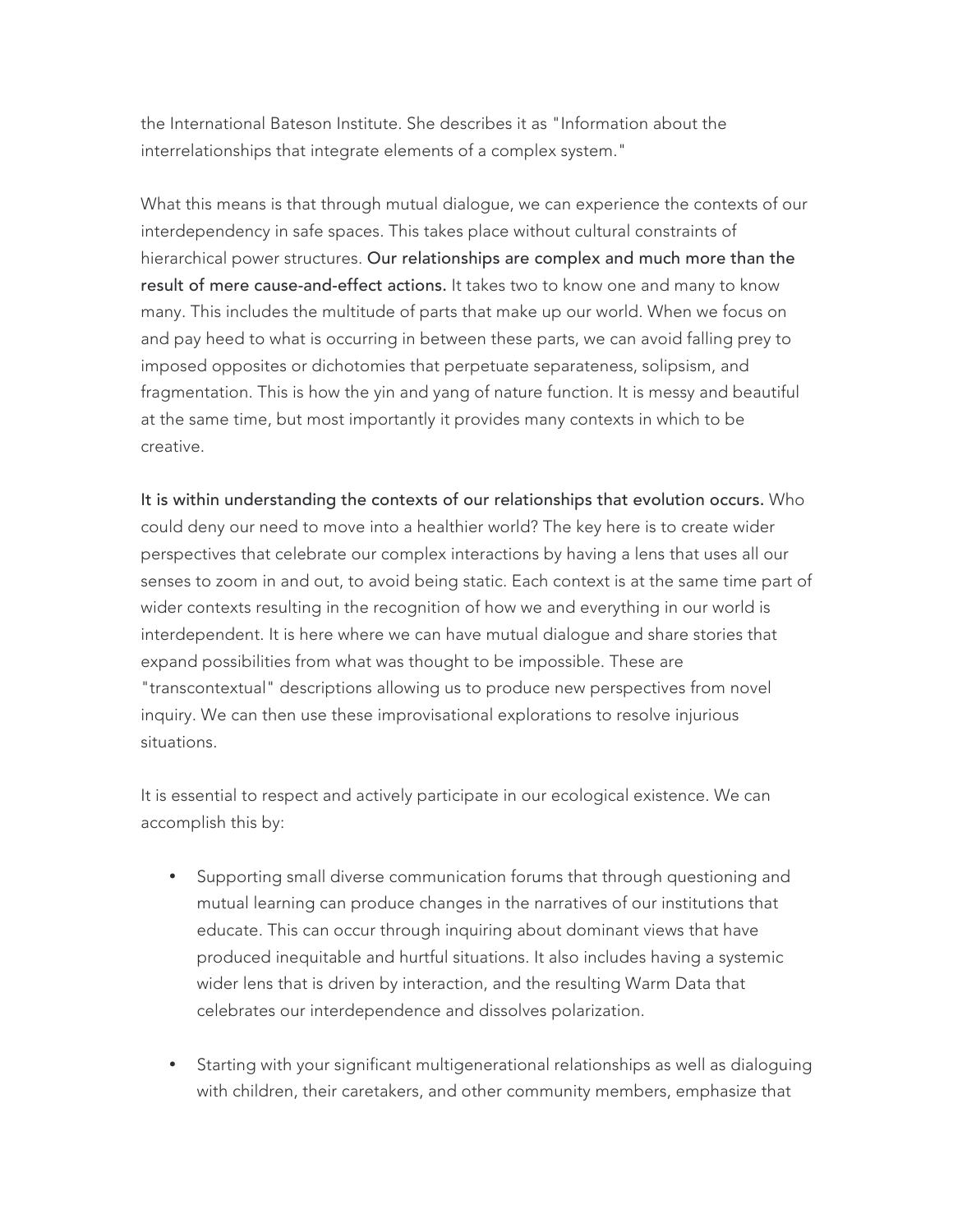the International Bateson Institute. She describes it as "Information about the interrelationships that integrate elements of a complex system."

What this means is that through mutual dialogue, we can experience the contexts of our interdependency in safe spaces. This takes place without cultural constraints of hierarchical power structures. **Our relationships are complex and much more than the result of mere cause-and-effect actions.** It takes two to know one and many to know many. This includes the multitude of parts that make up our world. When we focus on and pay heed to what is occurring in between these parts, we can avoid falling prey to imposed opposites or dichotomies that perpetuate separateness, solipsism, and fragmentation. This is how the yin and yang of nature function. It is messy and beautiful at the same time, but most importantly it provides many contexts in which to be creative.

**It is within understanding the contexts of our relationships that evolution occurs.** Who could deny our need to move into a healthier world? The key here is to create wider perspectives that celebrate our complex interactions by having a lens that uses all our senses to zoom in and out, to avoid being static. Each context is at the same time part of wider contexts resulting in the recognition of how we and everything in our world is interdependent. It is here where we can have mutual dialogue and share stories that expand possibilities from what was thought to be impossible. These are "transcontextual" descriptions allowing us to produce new perspectives from novel inquiry. We can then use these improvisational explorations to resolve injurious situations.

It is essential to respect and actively participate in our ecological existence. We can accomplish this by:

- Supporting small diverse communication forums that through questioning and mutual learning can produce changes in the narratives of our institutions that educate. This can occur through inquiring about dominant views that have produced inequitable and hurtful situations. It also includes having a systemic wider lens that is driven by interaction, and the resulting Warm Data that celebrates our interdependence and dissolves polarization.

- Starting with your significant multigenerational relationships as well as dialoguing with children, their caretakers, and other community members, emphasize that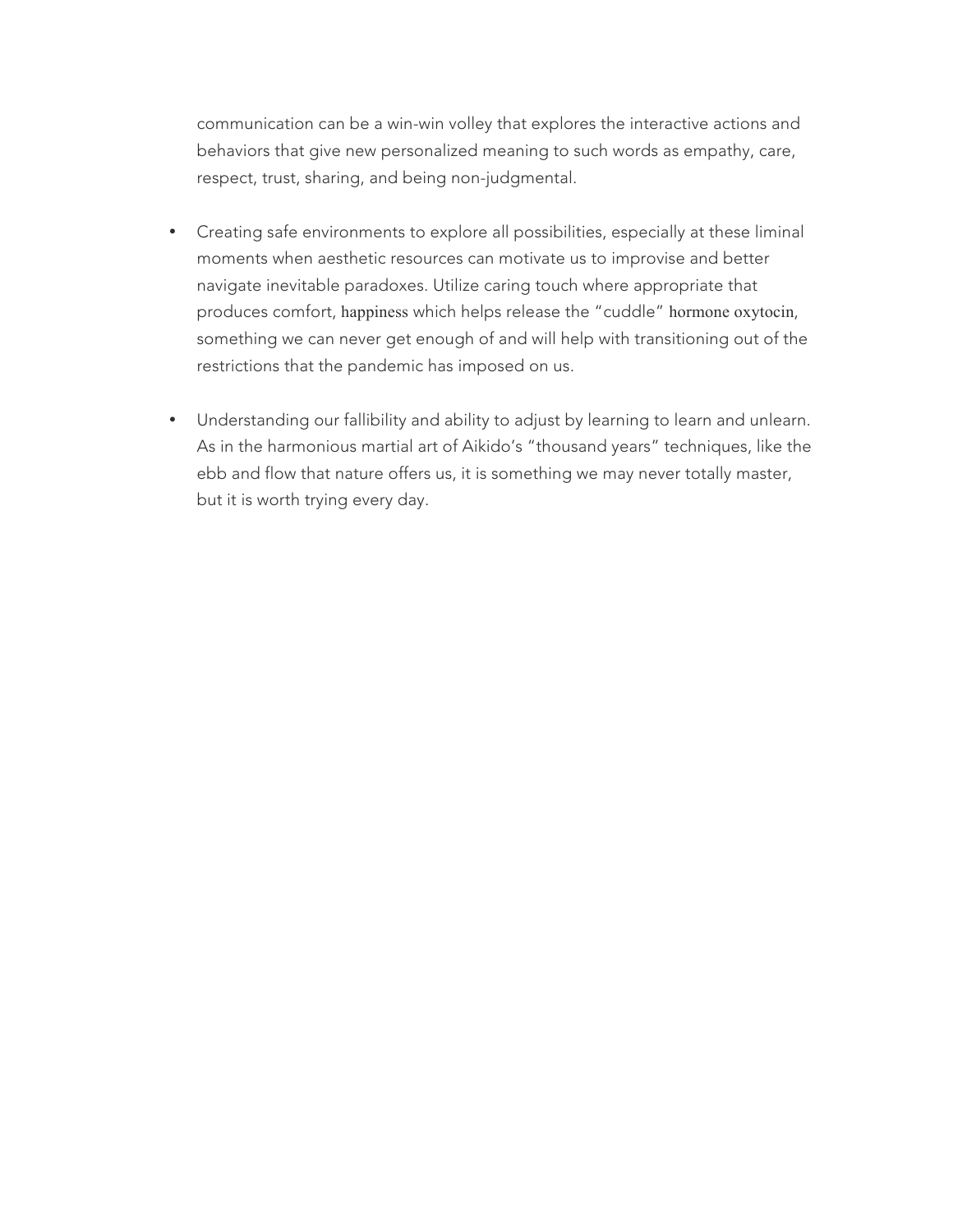communication can be a win-win volley that explores the interactive actions and behaviors that give new personalized meaning to such words as empathy, care, respect, trust, sharing, and being non-judgmental.

- Creating safe environments to explore all possibilities, especially at these liminal moments when aesthetic resources can motivate us to improvise and better navigate inevitable paradoxes. Utilize caring touch where appropriate that produces comfort, happiness which helps release the "cuddle" hormone oxytocin, something we can never get enough of and will help with transitioning out of the restrictions that the pandemic has imposed on us.

- Understanding our fallibility and ability to adjust by learning to learn and unlearn. As in the harmonious martial art of Aikido's "thousand years" techniques, like the ebb and flow that nature offers us, it is something we may never totally master, but it is worth trying every day.